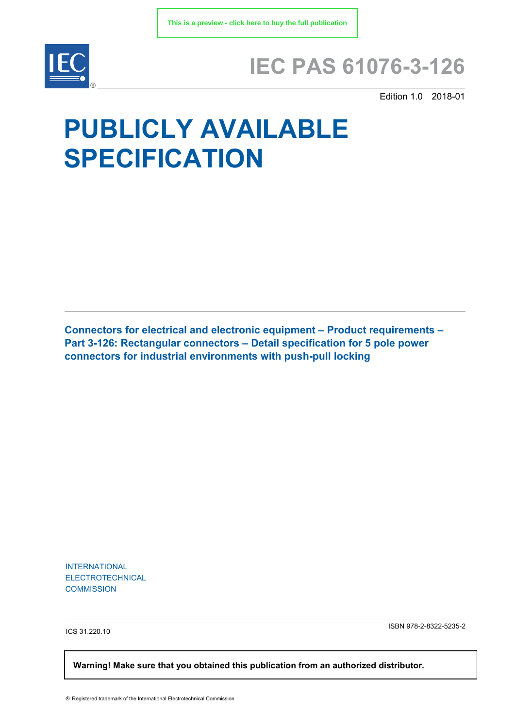This is a preview - click here to buy the full publication

# IEC PAS 61076-3-126

Edition 1.0 2018-01

# PUBLICLY AVAILABLE SPECIFICATION

**Connectors for electrical and electronic equipment – Product requirements – Part 3-126: Rectangular connectors – Detail specification for 5 pole power connectors for industrial environments with push-pull locking**

INTERNATIONAL
ELECTROTECHNICAL
COMMISSION

ICS 31.220.10

ISBN 978-2-8322-5235-2

**Warning! Make sure that you obtained this publication from an authorized distributor.**

® Registered trademark of the International Electrotechnical Commission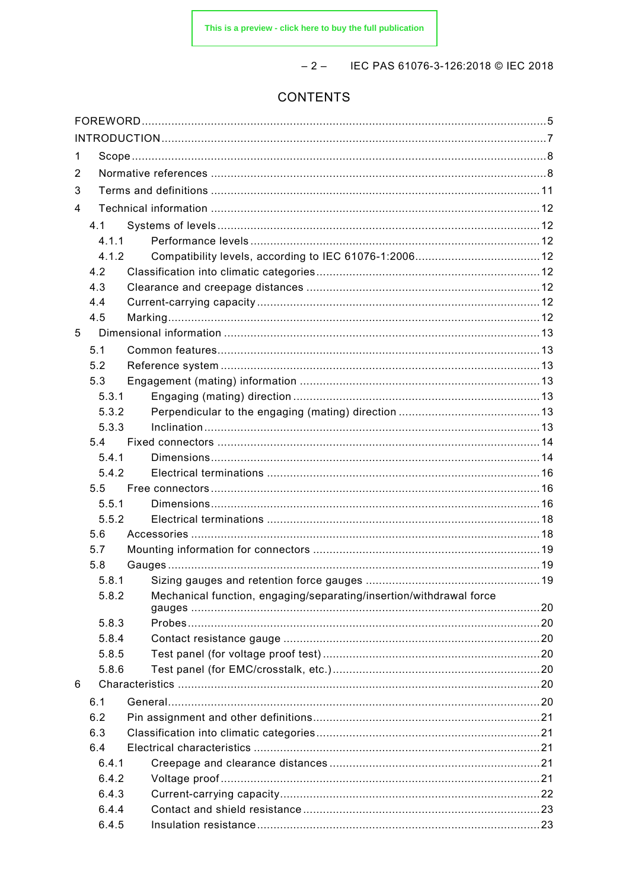# CONTENTS

FOREWORD ........................................................................................................................ 5
INTRODUCTION ................................................................................................................... 7
1 Scope ............................................................................................................................ 8
2 Normative references ..................................................................................................... 8
3 Terms and definitions .................................................................................................... 11
4 Technical information .................................................................................................... 12
  4.1 Systems of levels ..................................................................................................... 12
    4.1.1 Performance levels ............................................................................................. 12
    4.1.2 Compatibility levels, according to IEC 61076-1:2006 ........................................... 12
  4.2 Classification into climatic categories ...................................................................... 12
  4.3 Clearance and creepage distances .......................................................................... 12
  4.4 Current-carrying capacity ......................................................................................... 12
  4.5 Marking ................................................................................................................... 12
5 Dimensional information ................................................................................................ 13
  5.1 Common features ..................................................................................................... 13
  5.2 Reference system .................................................................................................... 13
  5.3 Engagement (mating) information ............................................................................ 13
    5.3.1 Engaging (mating) direction ................................................................................. 13
    5.3.2 Perpendicular to the engaging (mating) direction ................................................. 13
    5.3.3 Inclination ............................................................................................................ 13
  5.4 Fixed connectors ..................................................................................................... 14
    5.4.1 Dimensions .......................................................................................................... 14
    5.4.2 Electrical terminations .......................................................................................... 16
  5.5 Free connectors ....................................................................................................... 16
    5.5.1 Dimensions .......................................................................................................... 16
    5.5.2 Electrical terminations .......................................................................................... 18
  5.6 Accessories ............................................................................................................. 18
  5.7 Mounting information for connectors ........................................................................ 19
  5.8 Gauges .................................................................................................................... 19
    5.8.1 Sizing gauges and retention force gauges ............................................................ 19
    5.8.2 Mechanical function, engaging/separating/insertion/withdrawal force gauges ......... 20
    5.8.3 Probes ................................................................................................................. 20
    5.8.4 Contact resistance gauge ..................................................................................... 20
    5.8.5 Test panel (for voltage proof test) ......................................................................... 20
    5.8.6 Test panel (for EMC/crosstalk, etc.) ...................................................................... 20
6 Characteristics .............................................................................................................. 20
  6.1 General .................................................................................................................... 20
  6.2 Pin assignment and other definitions ........................................................................ 21
  6.3 Classification into climatic categories ...................................................................... 21
  6.4 Electrical characteristics .......................................................................................... 21
    6.4.1 Creepage and clearance distances ....................................................................... 21
    6.4.2 Voltage proof ........................................................................................................ 21
    6.4.3 Current-carrying capacity ...................................................................................... 22
    6.4.4 Contact and shield resistance ............................................................................... 23
    6.4.5 Insulation resistance ............................................................................................. 23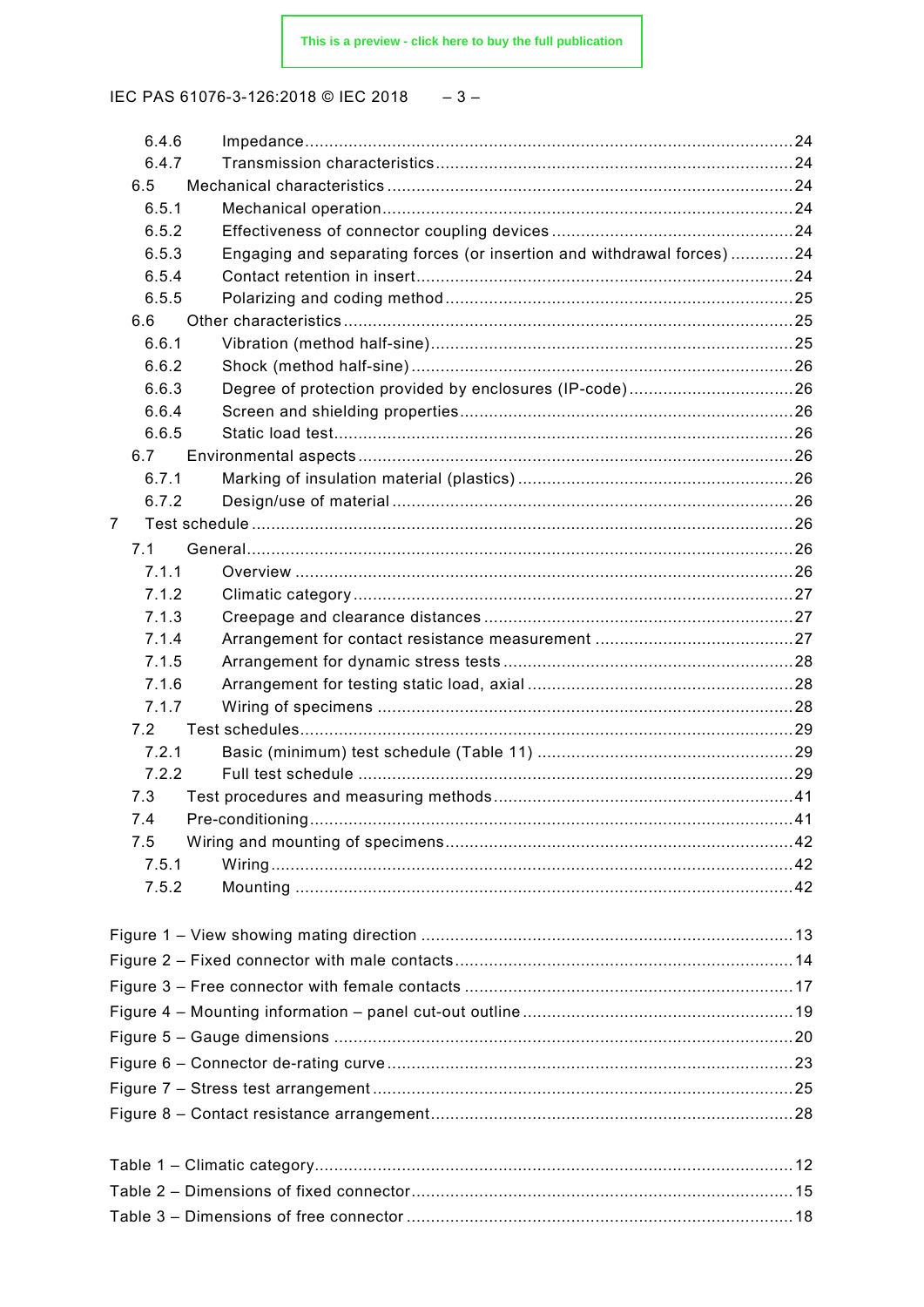6.4.6 Impedance ....................................................................................................24
6.4.7 Transmission characteristics .........................................................................24
6.5 Mechanical characteristics ...................................................................................24
6.5.1 Mechanical operation ....................................................................................24
6.5.2 Effectiveness of connector coupling devices .................................................24
6.5.3 Engaging and separating forces (or insertion and withdrawal forces) .............24
6.5.4 Contact retention in insert .............................................................................24
6.5.5 Polarizing and coding method .......................................................................25
6.6 Other characteristics ............................................................................................25
6.6.1 Vibration (method half-sine) ..........................................................................25
6.6.2 Shock (method half-sine) ..............................................................................26
6.6.3 Degree of protection provided by enclosures (IP-code) .................................26
6.6.4 Screen and shielding properties ....................................................................26
6.6.5 Static load test ..............................................................................................26
6.7 Environmental aspects .........................................................................................26
6.7.1 Marking of insulation material (plastics) ........................................................26
6.7.2 Design/use of material ..................................................................................26
7 Test schedule ..............................................................................................................26
7.1 General ................................................................................................................26
7.1.1 Overview .....................................................................................................26
7.1.2 Climatic category ..........................................................................................27
7.1.3 Creepage and clearance distances ...............................................................27
7.1.4 Arrangement for contact resistance measurement .........................................27
7.1.5 Arrangement for dynamic stress tests ...........................................................28
7.1.6 Arrangement for testing static load, axial ......................................................28
7.1.7 Wiring of specimens .....................................................................................28
7.2 Test schedules .....................................................................................................29
7.2.1 Basic (minimum) test schedule (Table 11) .....................................................29
7.2.2 Full test schedule .........................................................................................29
7.3 Test procedures and measuring methods .............................................................41
7.4 Pre-conditioning ...................................................................................................41
7.5 Wiring and mounting of specimens .......................................................................42
7.5.1 Wiring ..........................................................................................................42
7.5.2 Mounting .....................................................................................................42

Figure 1 – View showing mating direction ............................................................................13
Figure 2 – Fixed connector with male contacts .....................................................................14
Figure 3 – Free connector with female contacts ...................................................................17
Figure 4 – Mounting information – panel cut-out outline .......................................................19
Figure 5 – Gauge dimensions ..............................................................................................20
Figure 6 – Connector de-rating curve ...................................................................................23
Figure 7 – Stress test arrangement ......................................................................................25
Figure 8 – Contact resistance arrangement ..........................................................................28

Table 1 – Climatic category ..................................................................................................12
Table 2 – Dimensions of fixed connector ..............................................................................15
Table 3 – Dimensions of free connector ...............................................................................18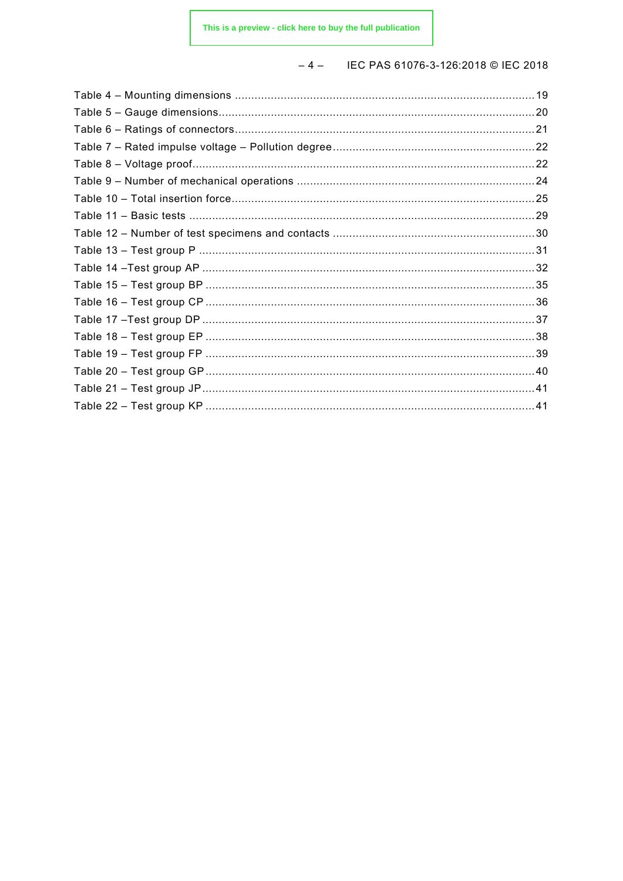Table 4 – Mounting dimensions .......................................................................................... 19
Table 5 – Gauge dimensions................................................................................................ 20
Table 6 – Ratings of connectors........................................................................................... 21
Table 7 – Rated impulse voltage – Pollution degree............................................................. 22
Table 8 – Voltage proof........................................................................................................ 22
Table 9 – Number of mechanical operations ........................................................................ 24
Table 10 – Total insertion force............................................................................................ 25
Table 11 – Basic tests ......................................................................................................... 29
Table 12 – Number of test specimens and contacts ............................................................. 30
Table 13 – Test group P ...................................................................................................... 31
Table 14 –Test group AP ..................................................................................................... 32
Table 15 – Test group BP .................................................................................................... 35
Table 16 – Test group CP .................................................................................................... 36
Table 17 –Test group DP ..................................................................................................... 37
Table 18 – Test group EP .................................................................................................... 38
Table 19 – Test group FP .................................................................................................... 39
Table 20 – Test group GP .................................................................................................... 40
Table 21 – Test group JP ..................................................................................................... 41
Table 22 – Test group KP .................................................................................................... 41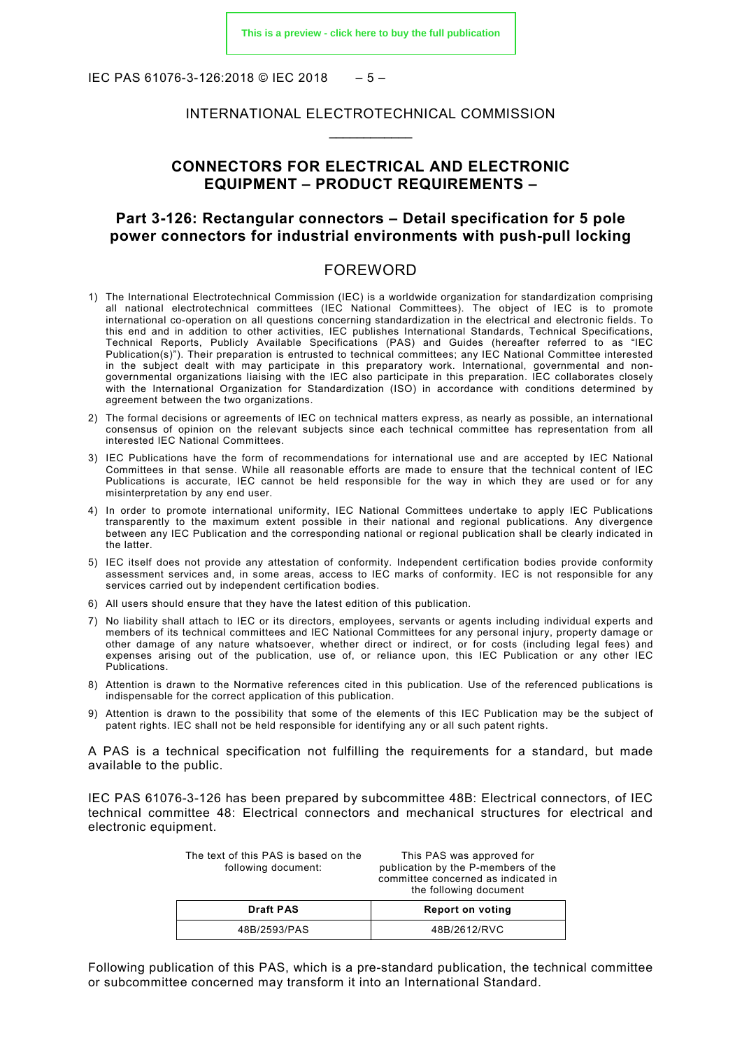INTERNATIONAL ELECTROTECHNICAL COMMISSION

____________

# CONNECTORS FOR ELECTRICAL AND ELECTRONIC EQUIPMENT – PRODUCT REQUIREMENTS –

## Part 3-126: Rectangular connectors – Detail specification for 5 pole power connectors for industrial environments with push-pull locking

## FOREWORD

1) The International Electrotechnical Commission (IEC) is a worldwide organization for standardization comprising all national electrotechnical committees (IEC National Committees). The object of IEC is to promote international co-operation on all questions concerning standardization in the electrical and electronic fields. To this end and in addition to other activities, IEC publishes International Standards, Technical Specifications, Technical Reports, Publicly Available Specifications (PAS) and Guides (hereafter referred to as "IEC Publication(s)"). Their preparation is entrusted to technical committees; any IEC National Committee interested in the subject dealt with may participate in this preparatory work. International, governmental and non-governmental organizations liaising with the IEC also participate in this preparation. IEC collaborates closely with the International Organization for Standardization (ISO) in accordance with conditions determined by agreement between the two organizations.

2) The formal decisions or agreements of IEC on technical matters express, as nearly as possible, an international consensus of opinion on the relevant subjects since each technical committee has representation from all interested IEC National Committees.

3) IEC Publications have the form of recommendations for international use and are accepted by IEC National Committees in that sense. While all reasonable efforts are made to ensure that the technical content of IEC Publications is accurate, IEC cannot be held responsible for the way in which they are used or for any misinterpretation by any end user.

4) In order to promote international uniformity, IEC National Committees undertake to apply IEC Publications transparently to the maximum extent possible in their national and regional publications. Any divergence between any IEC Publication and the corresponding national or regional publication shall be clearly indicated in the latter.

5) IEC itself does not provide any attestation of conformity. Independent certification bodies provide conformity assessment services and, in some areas, access to IEC marks of conformity. IEC is not responsible for any services carried out by independent certification bodies.

6) All users should ensure that they have the latest edition of this publication.

7) No liability shall attach to IEC or its directors, employees, servants or agents including individual experts and members of its technical committees and IEC National Committees for any personal injury, property damage or other damage of any nature whatsoever, whether direct or indirect, or for costs (including legal fees) and expenses arising out of the publication, use of, or reliance upon, this IEC Publication or any other IEC Publications.

8) Attention is drawn to the Normative references cited in this publication. Use of the referenced publications is indispensable for the correct application of this publication.

9) Attention is drawn to the possibility that some of the elements of this IEC Publication may be the subject of patent rights. IEC shall not be held responsible for identifying any or all such patent rights.

A PAS is a technical specification not fulfilling the requirements for a standard, but made available to the public.

IEC PAS 61076-3-126 has been prepared by subcommittee 48B: Electrical connectors, of IEC technical committee 48: Electrical connectors and mechanical structures for electrical and electronic equipment.

| The text of this PAS is based on the following document: | This PAS was approved for publication by the P-members of the committee concerned as indicated in the following document |
|---|---|
| **Draft PAS** | **Report on voting** |
| 48B/2593/PAS | 48B/2612/RVC |

Following publication of this PAS, which is a pre-standard publication, the technical committee or subcommittee concerned may transform it into an International Standard.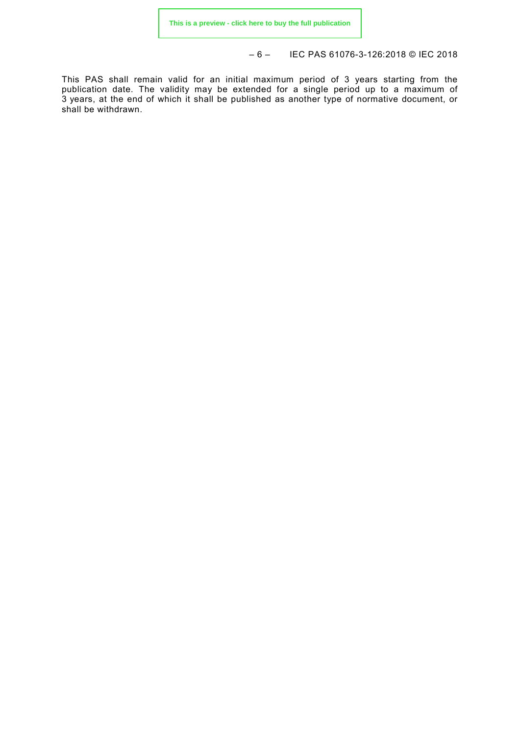This PAS shall remain valid for an initial maximum period of 3 years starting from the publication date. The validity may be extended for a single period up to a maximum of 3 years, at the end of which it shall be published as another type of normative document, or shall be withdrawn.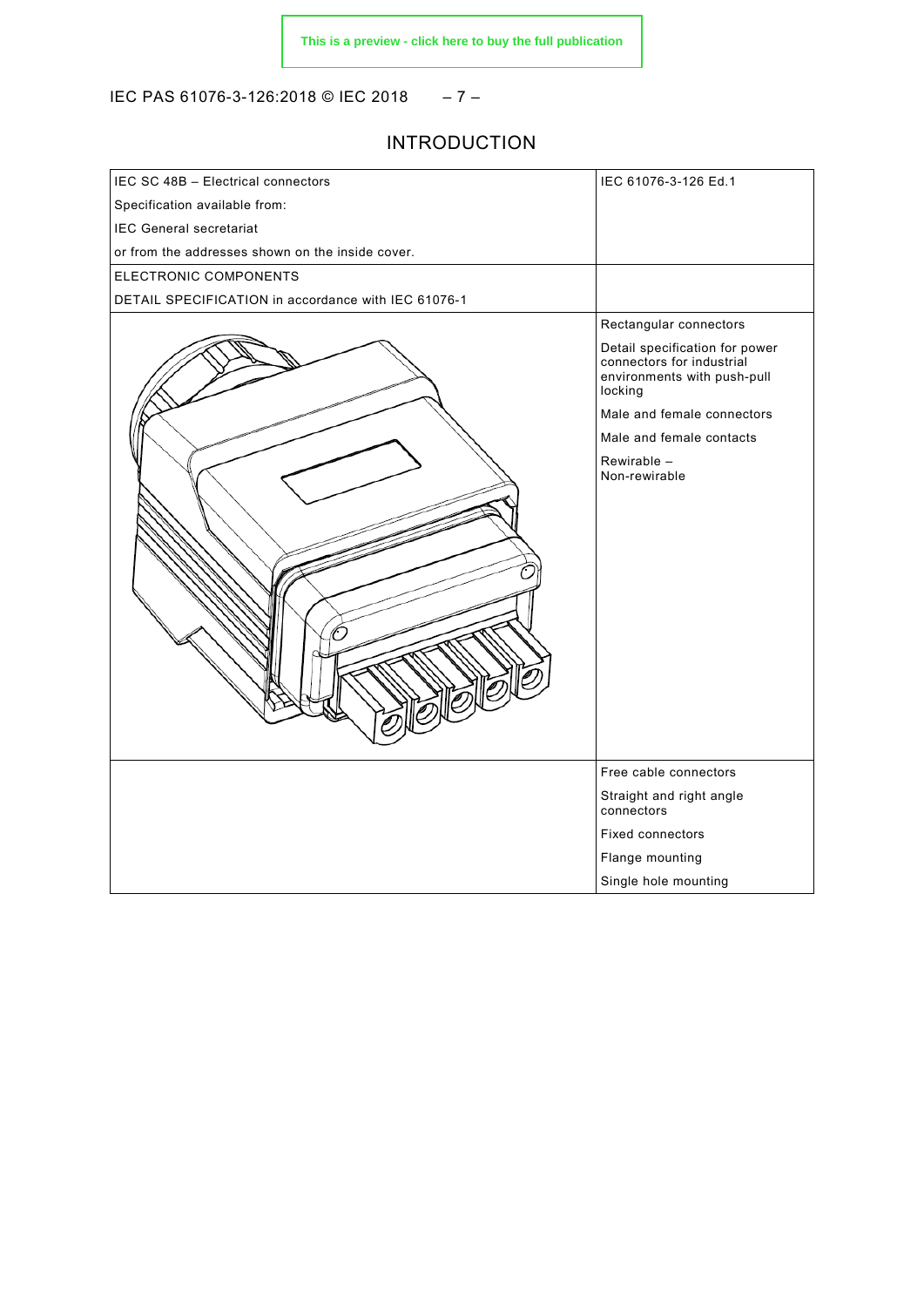# INTRODUCTION

| IEC SC 48B – Electrical connectors<br>Specification available from:<br>IEC General secretariat<br>or from the addresses shown on the inside cover. | IEC 61076-3-126 Ed.1 |
|---|---|
| ELECTRONIC COMPONENTS<br>DETAIL SPECIFICATION in accordance with IEC 61076-1 | |
| | Rectangular connectors<br>Detail specification for power connectors for industrial environments with push-pull locking<br>Male and female connectors<br>Male and female contacts<br>Rewirable –<br>Non-rewirable |
| | Free cable connectors<br>Straight and right angle connectors<br>Fixed connectors<br>Flange mounting<br>Single hole mounting |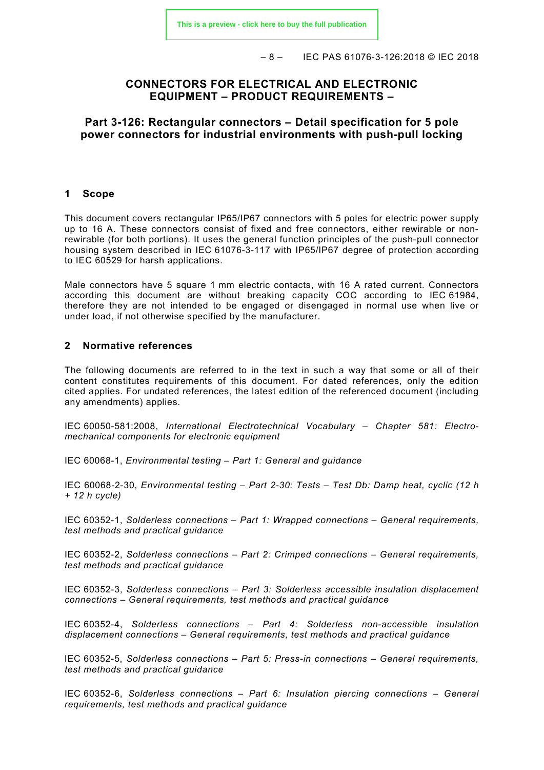# CONNECTORS FOR ELECTRICAL AND ELECTRONIC EQUIPMENT – PRODUCT REQUIREMENTS –

## Part 3-126: Rectangular connectors – Detail specification for 5 pole power connectors for industrial environments with push-pull locking

## 1 Scope

This document covers rectangular IP65/IP67 connectors with 5 poles for electric power supply up to 16 A. These connectors consist of fixed and free connectors, either rewirable or non-rewirable (for both portions). It uses the general function principles of the push-pull connector housing system described in IEC 61076-3-117 with IP65/IP67 degree of protection according to IEC 60529 for harsh applications.

Male connectors have 5 square 1 mm electric contacts, with 16 A rated current. Connectors according this document are without breaking capacity COC according to IEC 61984, therefore they are not intended to be engaged or disengaged in normal use when live or under load, if not otherwise specified by the manufacturer.

## 2 Normative references

The following documents are referred to in the text in such a way that some or all of their content constitutes requirements of this document. For dated references, only the edition cited applies. For undated references, the latest edition of the referenced document (including any amendments) applies.

IEC 60050-581:2008, *International Electrotechnical Vocabulary – Chapter 581: Electromechanical components for electronic equipment*

IEC 60068-1, *Environmental testing – Part 1: General and guidance*

IEC 60068-2-30, *Environmental testing – Part 2-30: Tests – Test Db: Damp heat, cyclic (12 h + 12 h cycle)*

IEC 60352-1, *Solderless connections – Part 1: Wrapped connections – General requirements, test methods and practical guidance*

IEC 60352-2, *Solderless connections – Part 2: Crimped connections – General requirements, test methods and practical guidance*

IEC 60352-3, *Solderless connections – Part 3: Solderless accessible insulation displacement connections – General requirements, test methods and practical guidance*

IEC 60352-4, *Solderless connections – Part 4: Solderless non-accessible insulation displacement connections – General requirements, test methods and practical guidance*

IEC 60352-5, *Solderless connections – Part 5: Press-in connections – General requirements, test methods and practical guidance*

IEC 60352-6, *Solderless connections – Part 6: Insulation piercing connections – General requirements, test methods and practical guidance*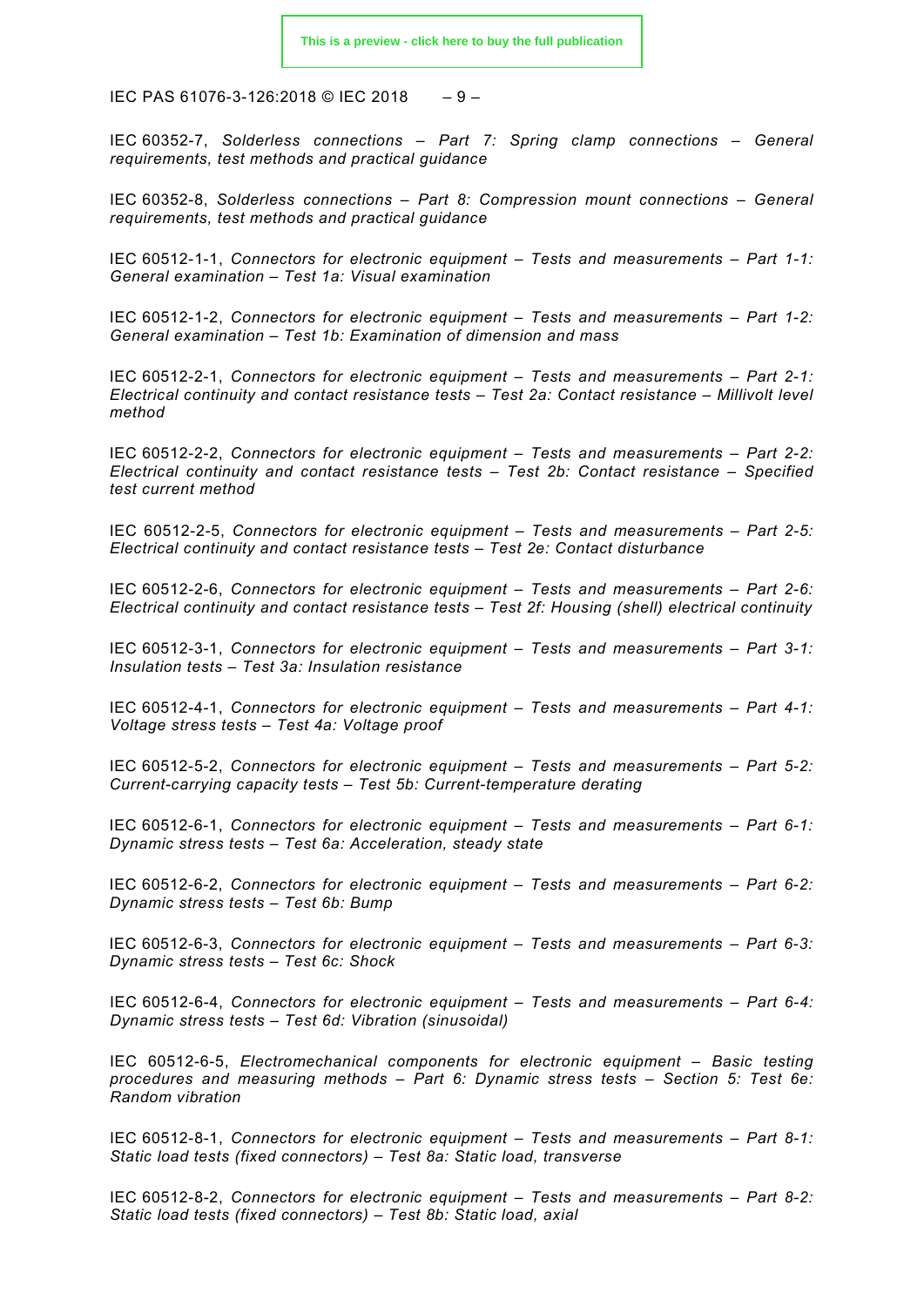IEC 60352-7, *Solderless connections – Part 7: Spring clamp connections – General requirements, test methods and practical guidance*

IEC 60352-8, *Solderless connections – Part 8: Compression mount connections – General requirements, test methods and practical guidance*

IEC 60512-1-1, *Connectors for electronic equipment – Tests and measurements – Part 1-1: General examination – Test 1a: Visual examination*

IEC 60512-1-2, *Connectors for electronic equipment – Tests and measurements – Part 1-2: General examination – Test 1b: Examination of dimension and mass*

IEC 60512-2-1, *Connectors for electronic equipment – Tests and measurements – Part 2-1: Electrical continuity and contact resistance tests – Test 2a: Contact resistance – Millivolt level method*

IEC 60512-2-2, *Connectors for electronic equipment – Tests and measurements – Part 2-2: Electrical continuity and contact resistance tests – Test 2b: Contact resistance – Specified test current method*

IEC 60512-2-5, *Connectors for electronic equipment – Tests and measurements – Part 2-5: Electrical continuity and contact resistance tests – Test 2e: Contact disturbance*

IEC 60512-2-6, *Connectors for electronic equipment – Tests and measurements – Part 2-6: Electrical continuity and contact resistance tests – Test 2f: Housing (shell) electrical continuity*

IEC 60512-3-1, *Connectors for electronic equipment – Tests and measurements – Part 3-1: Insulation tests – Test 3a: Insulation resistance*

IEC 60512-4-1, *Connectors for electronic equipment – Tests and measurements – Part 4-1: Voltage stress tests – Test 4a: Voltage proof*

IEC 60512-5-2, *Connectors for electronic equipment – Tests and measurements – Part 5-2: Current-carrying capacity tests – Test 5b: Current-temperature derating*

IEC 60512-6-1, *Connectors for electronic equipment – Tests and measurements – Part 6-1: Dynamic stress tests – Test 6a: Acceleration, steady state*

IEC 60512-6-2, *Connectors for electronic equipment – Tests and measurements – Part 6-2: Dynamic stress tests – Test 6b: Bump*

IEC 60512-6-3, *Connectors for electronic equipment – Tests and measurements – Part 6-3: Dynamic stress tests – Test 6c: Shock*

IEC 60512-6-4, *Connectors for electronic equipment – Tests and measurements – Part 6-4: Dynamic stress tests – Test 6d: Vibration (sinusoidal)*

IEC 60512-6-5, *Electromechanical components for electronic equipment – Basic testing procedures and measuring methods – Part 6: Dynamic stress tests – Section 5: Test 6e: Random vibration*

IEC 60512-8-1, *Connectors for electronic equipment – Tests and measurements – Part 8-1: Static load tests (fixed connectors) – Test 8a: Static load, transverse*

IEC 60512-8-2, *Connectors for electronic equipment – Tests and measurements – Part 8-2: Static load tests (fixed connectors) – Test 8b: Static load, axial*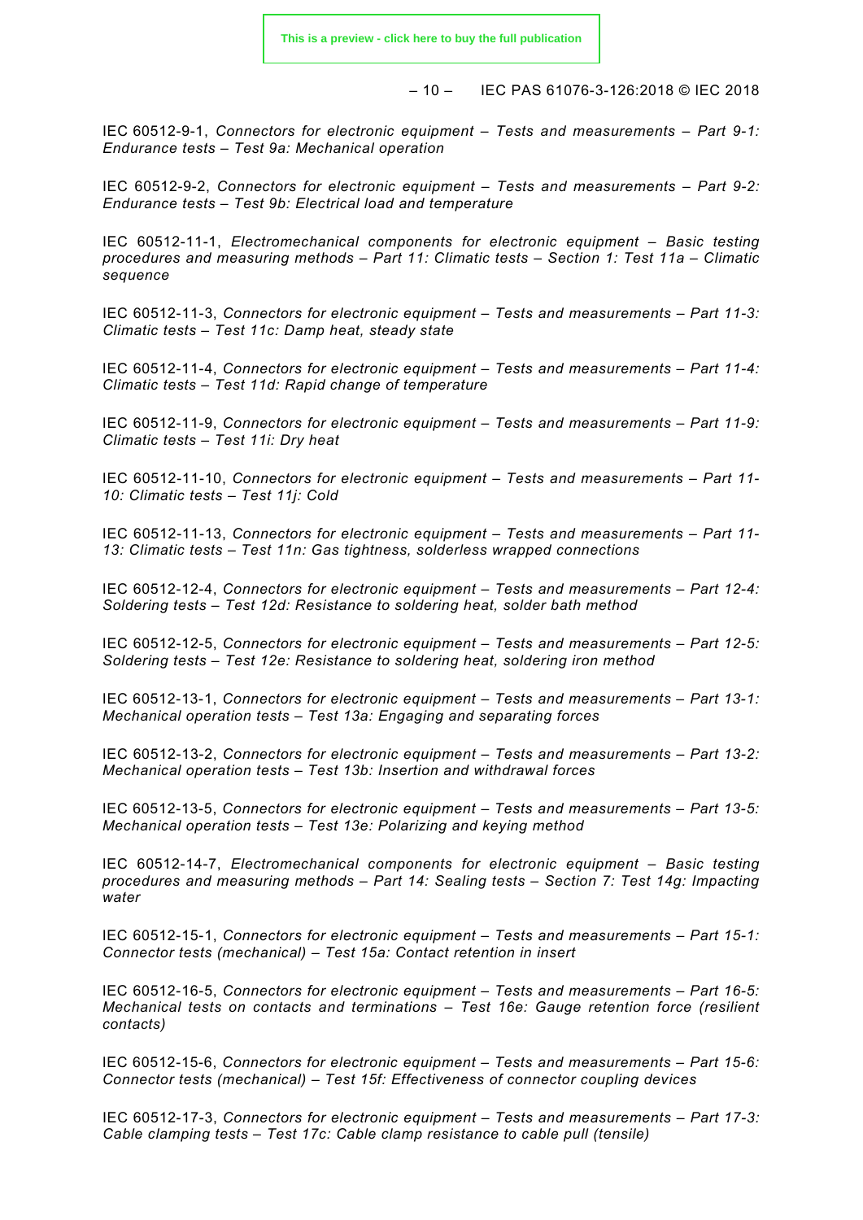IEC 60512-9-1, *Connectors for electronic equipment – Tests and measurements – Part 9-1: Endurance tests – Test 9a: Mechanical operation*

IEC 60512-9-2, *Connectors for electronic equipment – Tests and measurements – Part 9-2: Endurance tests – Test 9b: Electrical load and temperature*

IEC 60512-11-1, *Electromechanical components for electronic equipment – Basic testing procedures and measuring methods – Part 11: Climatic tests – Section 1: Test 11a – Climatic sequence*

IEC 60512-11-3, *Connectors for electronic equipment – Tests and measurements – Part 11-3: Climatic tests – Test 11c: Damp heat, steady state*

IEC 60512-11-4, *Connectors for electronic equipment – Tests and measurements – Part 11-4: Climatic tests – Test 11d: Rapid change of temperature*

IEC 60512-11-9, *Connectors for electronic equipment – Tests and measurements – Part 11-9: Climatic tests – Test 11i: Dry heat*

IEC 60512-11-10, *Connectors for electronic equipment – Tests and measurements – Part 11-10: Climatic tests – Test 11j: Cold*

IEC 60512-11-13, *Connectors for electronic equipment – Tests and measurements – Part 11-13: Climatic tests – Test 11n: Gas tightness, solderless wrapped connections*

IEC 60512-12-4, *Connectors for electronic equipment – Tests and measurements – Part 12-4: Soldering tests – Test 12d: Resistance to soldering heat, solder bath method*

IEC 60512-12-5, *Connectors for electronic equipment – Tests and measurements – Part 12-5: Soldering tests – Test 12e: Resistance to soldering heat, soldering iron method*

IEC 60512-13-1, *Connectors for electronic equipment – Tests and measurements – Part 13-1: Mechanical operation tests – Test 13a: Engaging and separating forces*

IEC 60512-13-2, *Connectors for electronic equipment – Tests and measurements – Part 13-2: Mechanical operation tests – Test 13b: Insertion and withdrawal forces*

IEC 60512-13-5, *Connectors for electronic equipment – Tests and measurements – Part 13-5: Mechanical operation tests – Test 13e: Polarizing and keying method*

IEC 60512-14-7, *Electromechanical components for electronic equipment – Basic testing procedures and measuring methods – Part 14: Sealing tests – Section 7: Test 14g: Impacting water*

IEC 60512-15-1, *Connectors for electronic equipment – Tests and measurements – Part 15-1: Connector tests (mechanical) – Test 15a: Contact retention in insert*

IEC 60512-16-5, *Connectors for electronic equipment – Tests and measurements – Part 16-5: Mechanical tests on contacts and terminations – Test 16e: Gauge retention force (resilient contacts)*

IEC 60512-15-6, *Connectors for electronic equipment – Tests and measurements – Part 15-6: Connector tests (mechanical) – Test 15f: Effectiveness of connector coupling devices*

IEC 60512-17-3, *Connectors for electronic equipment – Tests and measurements – Part 17-3: Cable clamping tests – Test 17c: Cable clamp resistance to cable pull (tensile)*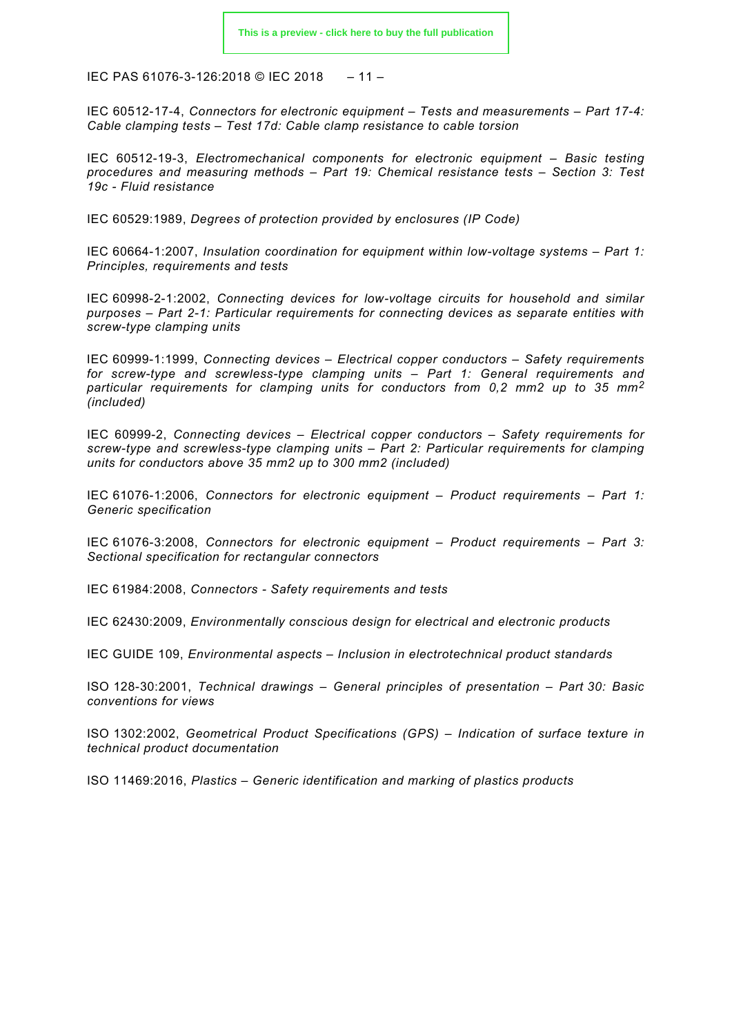IEC 60512-17-4, *Connectors for electronic equipment – Tests and measurements – Part 17-4: Cable clamping tests – Test 17d: Cable clamp resistance to cable torsion*

IEC 60512-19-3, *Electromechanical components for electronic equipment – Basic testing procedures and measuring methods – Part 19: Chemical resistance tests – Section 3: Test 19c - Fluid resistance*

IEC 60529:1989, *Degrees of protection provided by enclosures (IP Code)*

IEC 60664-1:2007, *Insulation coordination for equipment within low-voltage systems – Part 1: Principles, requirements and tests*

IEC 60998-2-1:2002, *Connecting devices for low-voltage circuits for household and similar purposes – Part 2-1: Particular requirements for connecting devices as separate entities with screw-type clamping units*

IEC 60999-1:1999, *Connecting devices – Electrical copper conductors – Safety requirements for screw-type and screwless-type clamping units – Part 1: General requirements and particular requirements for clamping units for conductors from 0,2 mm2 up to 35 mm*$^2$ *(included)*

IEC 60999-2, *Connecting devices – Electrical copper conductors – Safety requirements for screw-type and screwless-type clamping units – Part 2: Particular requirements for clamping units for conductors above 35 mm2 up to 300 mm2 (included)*

IEC 61076-1:2006, *Connectors for electronic equipment – Product requirements – Part 1: Generic specification*

IEC 61076-3:2008, *Connectors for electronic equipment – Product requirements – Part 3: Sectional specification for rectangular connectors*

IEC 61984:2008, *Connectors - Safety requirements and tests*

IEC 62430:2009, *Environmentally conscious design for electrical and electronic products*

IEC GUIDE 109, *Environmental aspects – Inclusion in electrotechnical product standards*

ISO 128-30:2001, *Technical drawings – General principles of presentation – Part 30: Basic conventions for views*

ISO 1302:2002, *Geometrical Product Specifications (GPS) – Indication of surface texture in technical product documentation*

ISO 11469:2016, *Plastics – Generic identification and marking of plastics products*